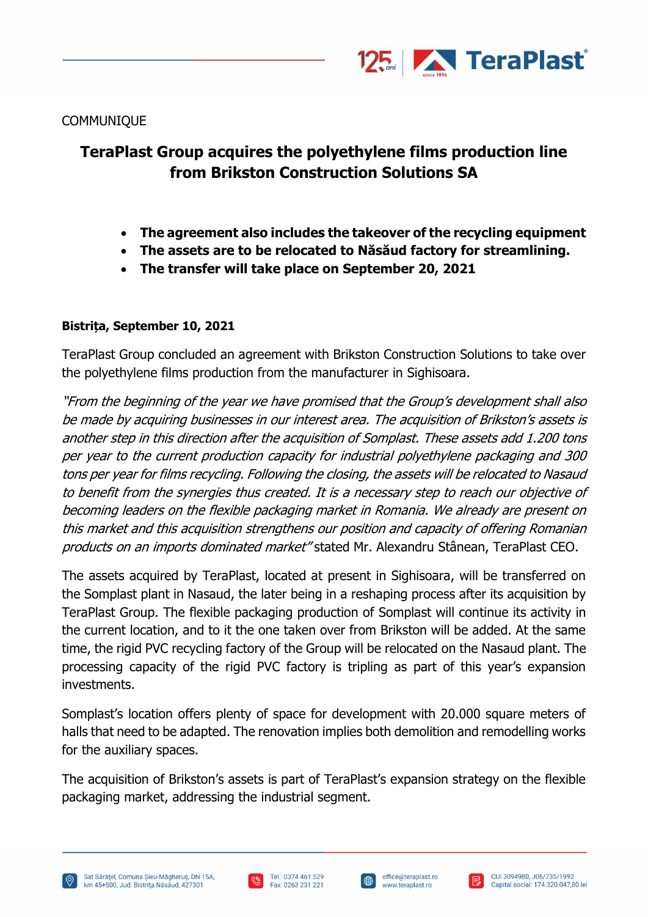COMMUNIQUE

# TeraPlast Group acquires the polyethylene films production line from Brikston Construction Solutions SA

- **The agreement also includes the takeover of the recycling equipment**
- **The assets are to be relocated to Năsăud factory for streamlining.**
- **The transfer will take place on September 20, 2021**

**Bistrița, September 10, 2021**

TeraPlast Group concluded an agreement with Brikston Construction Solutions to take over the polyethylene films production from the manufacturer in Sighisoara.

*"From the beginning of the year we have promised that the Group's development shall also be made by acquiring businesses in our interest area. The acquisition of Brikston's assets is another step in this direction after the acquisition of Somplast. These assets add 1.200 tons per year to the current production capacity for industrial polyethylene packaging and 300 tons per year for films recycling. Following the closing, the assets will be relocated to Nasaud to benefit from the synergies thus created. It is a necessary step to reach our objective of becoming leaders on the flexible packaging market in Romania. We already are present on this market and this acquisition strengthens our position and capacity of offering Romanian products on an imports dominated market"* stated Mr. Alexandru Stânean, TeraPlast CEO.

The assets acquired by TeraPlast, located at present in Sighisoara, will be transferred on the Somplast plant in Nasaud, the later being in a reshaping process after its acquisition by TeraPlast Group. The flexible packaging production of Somplast will continue its activity in the current location, and to it the one taken over from Brikston will be added. At the same time, the rigid PVC recycling factory of the Group will be relocated on the Nasaud plant. The processing capacity of the rigid PVC factory is tripling as part of this year's expansion investments.

Somplast's location offers plenty of space for development with 20.000 square meters of halls that need to be adapted. The renovation implies both demolition and remodelling works for the auxiliary spaces.

The acquisition of Brikston's assets is part of TeraPlast's expansion strategy on the flexible packaging market, addressing the industrial segment.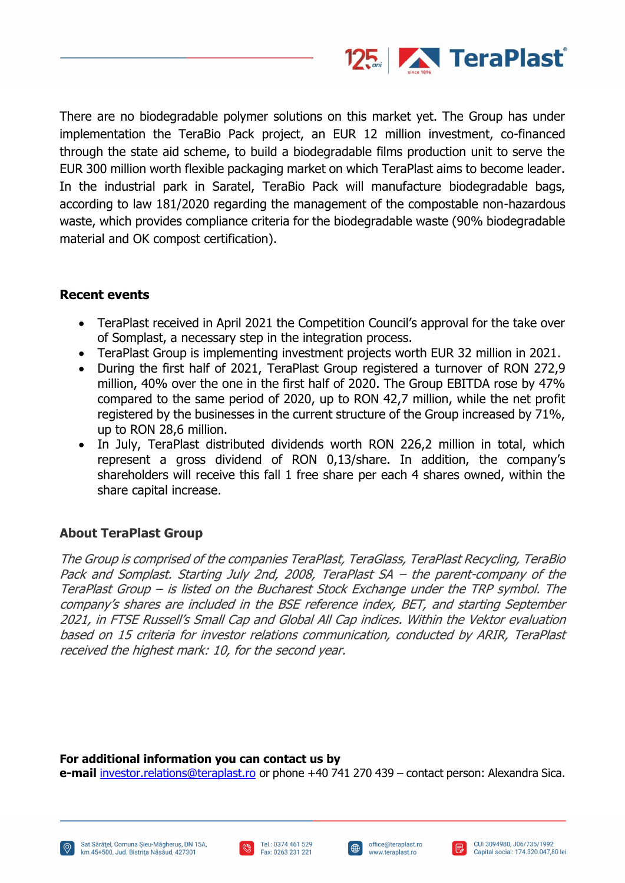There are no biodegradable polymer solutions on this market yet. The Group has under implementation the TeraBio Pack project, an EUR 12 million investment, co-financed through the state aid scheme, to build a biodegradable films production unit to serve the EUR 300 million worth flexible packaging market on which TeraPlast aims to become leader. In the industrial park in Saratel, TeraBio Pack will manufacture biodegradable bags, according to law 181/2020 regarding the management of the compostable non-hazardous waste, which provides compliance criteria for the biodegradable waste (90% biodegradable material and OK compost certification).

## Recent events

- TeraPlast received in April 2021 the Competition Council's approval for the take over of Somplast, a necessary step in the integration process.
- TeraPlast Group is implementing investment projects worth EUR 32 million in 2021.
- During the first half of 2021, TeraPlast Group registered a turnover of RON 272,9 million, 40% over the one in the first half of 2020. The Group EBITDA rose by 47% compared to the same period of 2020, up to RON 42,7 million, while the net profit registered by the businesses in the current structure of the Group increased by 71%, up to RON 28,6 million.
- In July, TeraPlast distributed dividends worth RON 226,2 million in total, which represent a gross dividend of RON 0,13/share. In addition, the company's shareholders will receive this fall 1 free share per each 4 shares owned, within the share capital increase.

## About TeraPlast Group

*The Group is comprised of the companies TeraPlast, TeraGlass, TeraPlast Recycling, TeraBio Pack and Somplast. Starting July 2nd, 2008, TeraPlast SA – the parent-company of the TeraPlast Group – is listed on the Bucharest Stock Exchange under the TRP symbol. The company's shares are included in the BSE reference index, BET, and starting September 2021, in FTSE Russell's Small Cap and Global All Cap indices. Within the Vektor evaluation based on 15 criteria for investor relations communication, conducted by ARIR, TeraPlast received the highest mark: 10, for the second year.*

**For additional information you can contact us by**
**e-mail** investor.relations@teraplast.ro or phone +40 741 270 439 – contact person: Alexandra Sica.